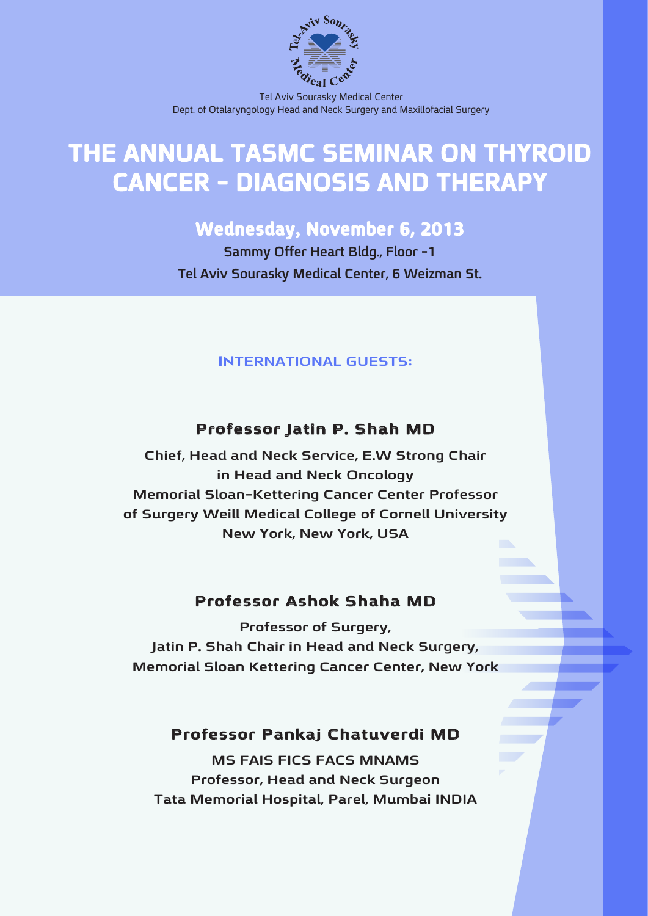Tel Aviv Sourasky Medical Center
Dept. of Otalaryngology Head and Neck Surgery and Maxillofacial Surgery

# THE ANNUAL TASMC SEMINAR ON THYROID CANCER - DIAGNOSIS AND THERAPY

## Wednesday, November 6, 2013

**Sammy Offer Heart Bldg., Floor -1**
**Tel Aviv Sourasky Medical Center, 6 Weizman St.**

### INTERNATIONAL GUESTS:

### Professor Jatin P. Shah MD

**Chief, Head and Neck Service, E.W Strong Chair in Head and Neck Oncology**
**Memorial Sloan-Kettering Cancer Center Professor of Surgery Weill Medical College of Cornell University**
**New York, New York, USA**

### Professor Ashok Shaha MD

**Professor of Surgery,**
**Jatin P. Shah Chair in Head and Neck Surgery,**
**Memorial Sloan Kettering Cancer Center, New York**

### Professor Pankaj Chatuverdi MD

**MS FAIS FICS FACS MNAMS**
**Professor, Head and Neck Surgeon**
**Tata Memorial Hospital, Parel, Mumbai INDIA**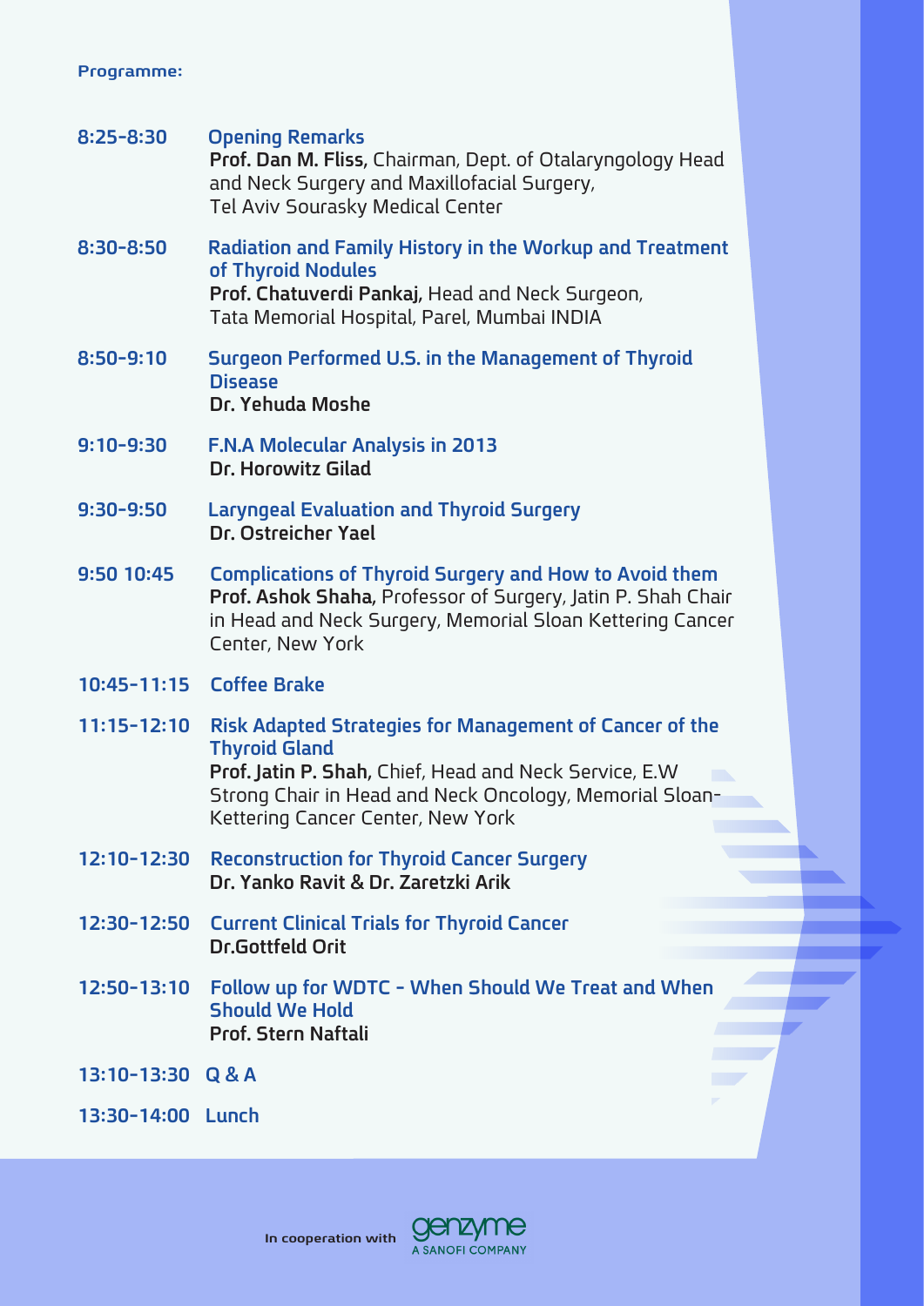**Programme:**

**8:25-8:30** **Opening Remarks**
**Prof. Dan M. Fliss,** Chairman, Dept. of Otalaryngology Head and Neck Surgery and Maxillofacial Surgery, Tel Aviv Sourasky Medical Center

**8:30-8:50** **Radiation and Family History in the Workup and Treatment of Thyroid Nodules**
**Prof. Chatuverdi Pankaj,** Head and Neck Surgeon, Tata Memorial Hospital, Parel, Mumbai INDIA

**8:50-9:10** **Surgeon Performed U.S. in the Management of Thyroid Disease**
**Dr. Yehuda Moshe**

**9:10-9:30** **F.N.A Molecular Analysis in 2013**
**Dr. Horowitz Gilad**

**9:30-9:50** **Laryngeal Evaluation and Thyroid Surgery**
**Dr. Ostreicher Yael**

**9:50 10:45** **Complications of Thyroid Surgery and How to Avoid them**
**Prof. Ashok Shaha,** Professor of Surgery, Jatin P. Shah Chair in Head and Neck Surgery, Memorial Sloan Kettering Cancer Center, New York

**10:45-11:15** **Coffee Brake**

**11:15-12:10** **Risk Adapted Strategies for Management of Cancer of the Thyroid Gland**
**Prof. Jatin P. Shah,** Chief, Head and Neck Service, E.W Strong Chair in Head and Neck Oncology, Memorial Sloan-Kettering Cancer Center, New York

**12:10-12:30** **Reconstruction for Thyroid Cancer Surgery**
**Dr. Yanko Ravit & Dr. Zaretzki Arik**

**12:30-12:50** **Current Clinical Trials for Thyroid Cancer**
**Dr.Gottfeld Orit**

**12:50-13:10** **Follow up for WDTC - When Should We Treat and When Should We Hold**
**Prof. Stern Naftali**

**13:10-13:30** **Q & A**

**13:30-14:00** **Lunch**

In cooperation with genzyme A SANOFI COMPANY